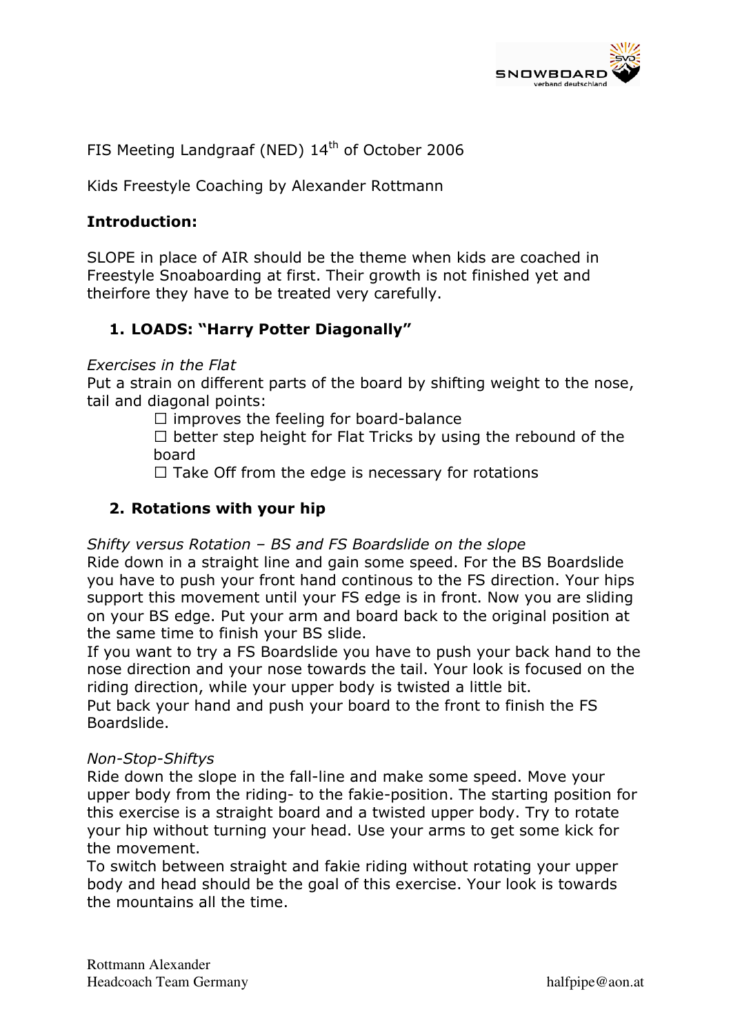FIS Meeting Landgraaf (NED) 14th of October 2006

Kids Freestyle Coaching by Alexander Rottmann

**Introduction:**

SLOPE in place of AIR should be the theme when kids are coached in Freestyle Snoaboarding at first. Their growth is not finished yet and theirfore they have to be treated very carefully.

## 1. LOADS: "Harry Potter Diagonally"

*Exercises in the Flat*

Put a strain on different parts of the board by shifting weight to the nose, tail and diagonal points:

- ☐ improves the feeling for board-balance
- ☐ better step height for Flat Tricks by using the rebound of the board
- ☐ Take Off from the edge is necessary for rotations

## 2. Rotations with your hip

*Shifty versus Rotation – BS and FS Boardslide on the slope*

Ride down in a straight line and gain some speed. For the BS Boardslide you have to push your front hand continous to the FS direction. Your hips support this movement until your FS edge is in front. Now you are sliding on your BS edge. Put your arm and board back to the original position at the same time to finish your BS slide.

If you want to try a FS Boardslide you have to push your back hand to the nose direction and your nose towards the tail. Your look is focused on the riding direction, while your upper body is twisted a little bit.

Put back your hand and push your board to the front to finish the FS Boardslide.

*Non-Stop-Shiftys*

Ride down the slope in the fall-line and make some speed. Move your upper body from the riding- to the fakie-position. The starting position for this exercise is a straight board and a twisted upper body. Try to rotate your hip without turning your head. Use your arms to get some kick for the movement.

To switch between straight and fakie riding without rotating your upper body and head should be the goal of this exercise. Your look is towards the mountains all the time.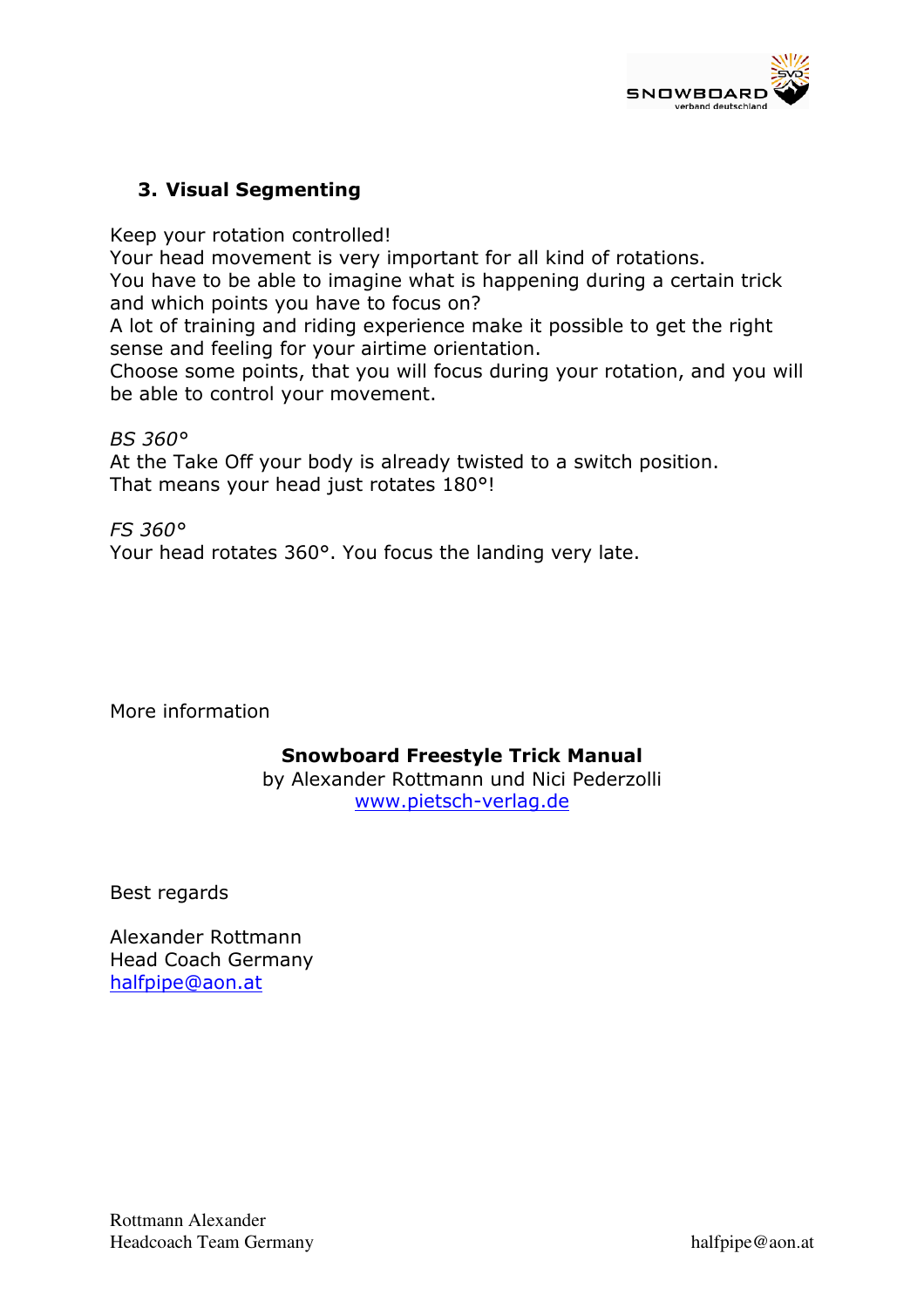### 3. Visual Segmenting

Keep your rotation controlled!
Your head movement is very important for all kind of rotations.
You have to be able to imagine what is happening during a certain trick and which points you have to focus on?
A lot of training and riding experience make it possible to get the right sense and feeling for your airtime orientation.
Choose some points, that you will focus during your rotation, and you will be able to control your movement.

*BS 360°*
At the Take Off your body is already twisted to a switch position.
That means your head just rotates 180°!

*FS 360°*
Your head rotates 360°. You focus the landing very late.

More information

**Snowboard Freestyle Trick Manual**
by Alexander Rottmann und Nici Pederzolli
www.pietsch-verlag.de

Best regards

Alexander Rottmann
Head Coach Germany
halfpipe@aon.at